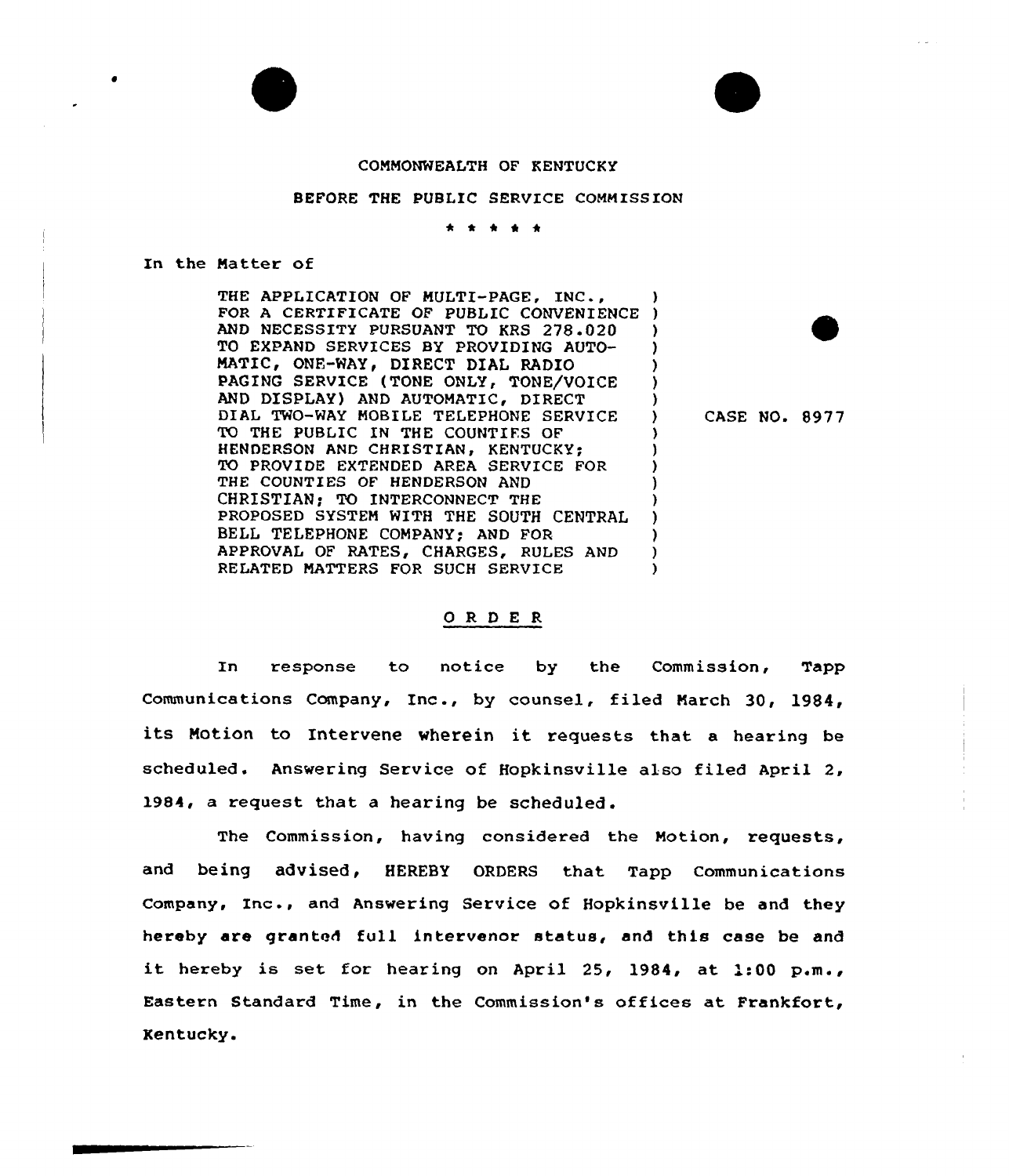COMMONWEALTH OF KENTUCKY

BEFORE THE PUBLIC SERVICE COMMISSION

\* \* \* \* \*

In the Matter of

| | |
|---|---|
| THE APPLICATION OF MULTI-PAGE, INC., FOR A CERTIFICATE OF PUBLIC CONVENIENCE AND NECESSITY PURSUANT TO KRS 278.020 TO EXPAND SERVICES BY PROVIDING AUTOMATIC, ONE-WAY, DIRECT DIAL RADIO PAGING SERVICE (TONE ONLY, TONE/VOICE AND DISPLAY) AND AUTOMATIC, DIRECT DIAL TWO-WAY MOBILE TELEPHONE SERVICE TO THE PUBLIC IN THE COUNTIES OF HENDERSON AND CHRISTIAN, KENTUCKY; TO PROVIDE EXTENDED AREA SERVICE FOR THE COUNTIES OF HENDERSON AND CHRISTIAN; TO INTERCONNECT THE PROPOSED SYSTEM WITH THE SOUTH CENTRAL BELL TELEPHONE COMPANY; AND FOR APPROVAL OF RATES, CHARGES, RULES AND RELATED MATTERS FOR SUCH SERVICE | CASE NO. 8977 |

## O R D E R

In response to notice by the Commission, Tapp Communications Company, Inc., by counsel, filed March 30, 1984, its Motion to Intervene wherein it requests that a hearing be scheduled. Answering Service of Hopkinsville also filed April 2, 1984, a request that a hearing be scheduled.

The Commission, having considered the Motion, requests, and being advised, HEREBY ORDERS that Tapp Communications Company, Inc., and Answering Service of Hopkinsville be and they hereby are granted full intervenor status, and this case be and it hereby is set for hearing on April 25, 1984, at 1:00 p.m., Eastern Standard Time, in the Commission's offices at Frankfort, Kentucky.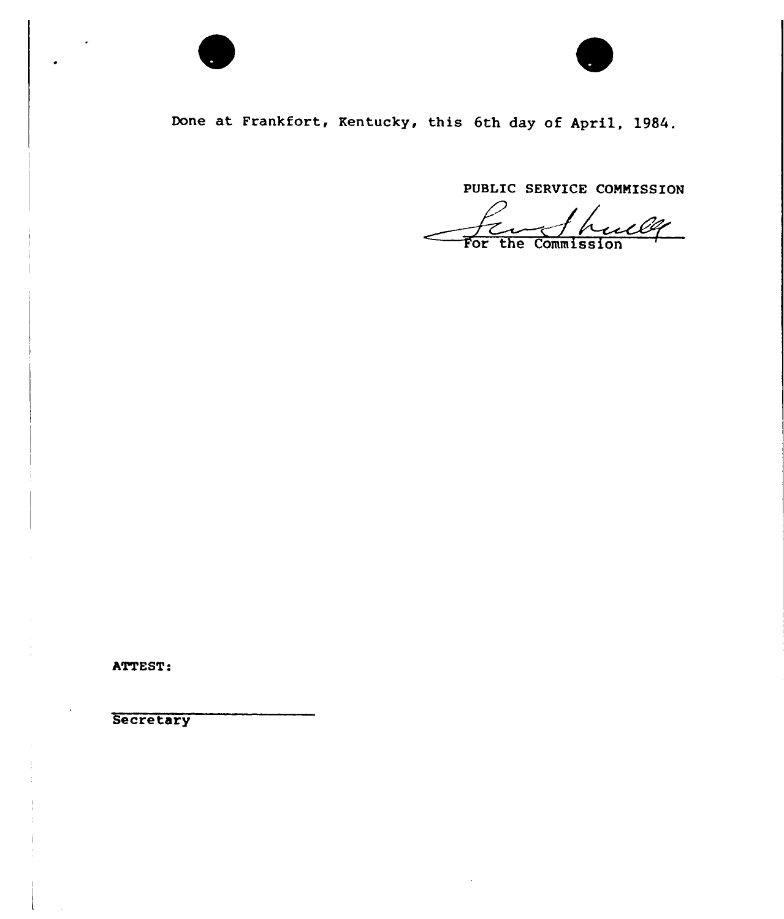Done at Frankfort, Kentucky, this 6th day of April, 1984.

PUBLIC SERVICE COMMISSION

For the Commission

ATTEST:

Secretary